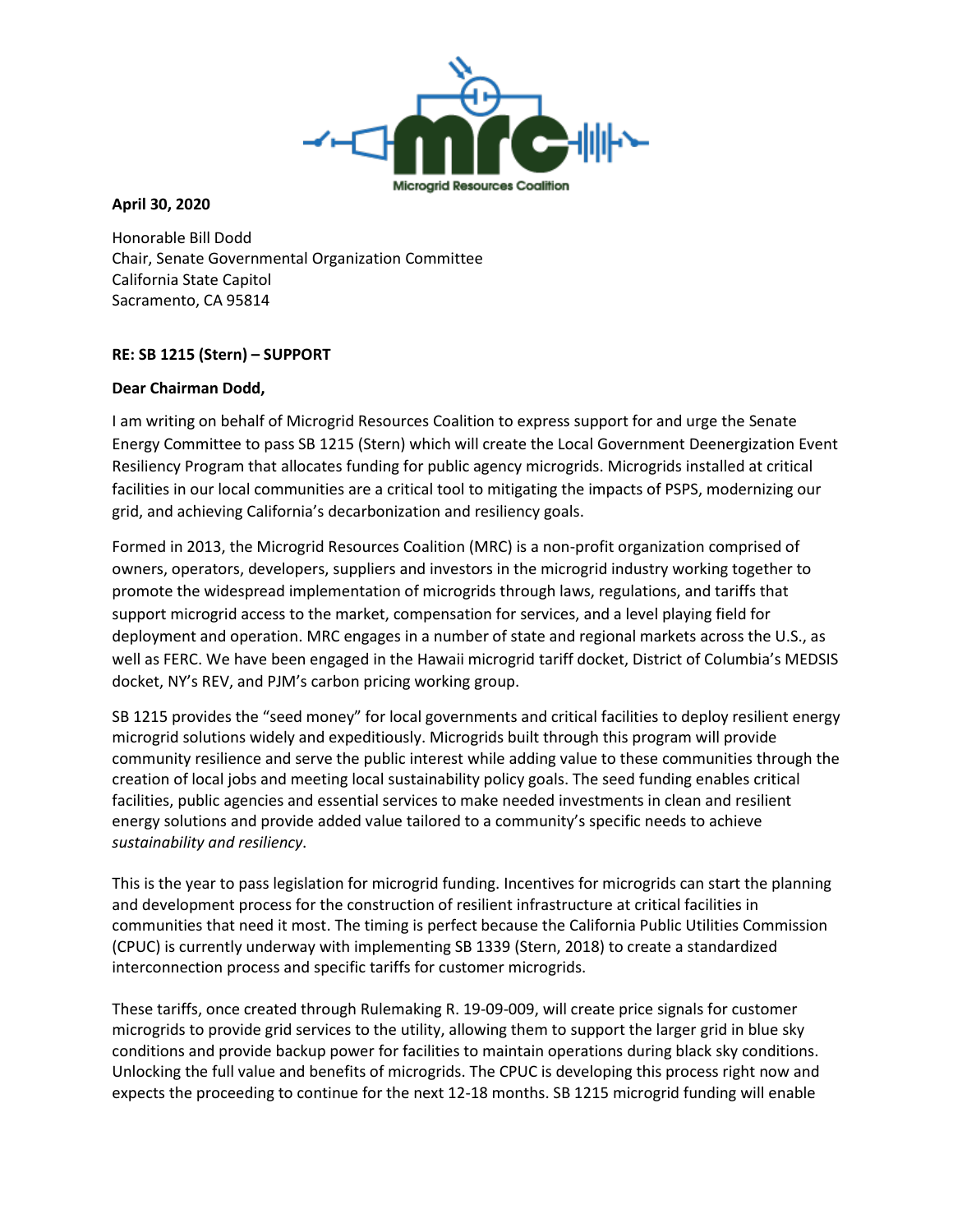Microgrid Resources Coalition

**April 30, 2020**

Honorable Bill Dodd
Chair, Senate Governmental Organization Committee
California State Capitol
Sacramento, CA 95814

**RE: SB 1215 (Stern) – SUPPORT**

**Dear Chairman Dodd,**

I am writing on behalf of Microgrid Resources Coalition to express support for and urge the Senate Energy Committee to pass SB 1215 (Stern) which will create the Local Government Deenergization Event Resiliency Program that allocates funding for public agency microgrids. Microgrids installed at critical facilities in our local communities are a critical tool to mitigating the impacts of PSPS, modernizing our grid, and achieving California's decarbonization and resiliency goals.

Formed in 2013, the Microgrid Resources Coalition (MRC) is a non-profit organization comprised of owners, operators, developers, suppliers and investors in the microgrid industry working together to promote the widespread implementation of microgrids through laws, regulations, and tariffs that support microgrid access to the market, compensation for services, and a level playing field for deployment and operation. MRC engages in a number of state and regional markets across the U.S., as well as FERC. We have been engaged in the Hawaii microgrid tariff docket, District of Columbia's MEDSIS docket, NY's REV, and PJM's carbon pricing working group.

SB 1215 provides the "seed money" for local governments and critical facilities to deploy resilient energy microgrid solutions widely and expeditiously. Microgrids built through this program will provide community resilience and serve the public interest while adding value to these communities through the creation of local jobs and meeting local sustainability policy goals. The seed funding enables critical facilities, public agencies and essential services to make needed investments in clean and resilient energy solutions and provide added value tailored to a community's specific needs to achieve *sustainability and resiliency*.

This is the year to pass legislation for microgrid funding. Incentives for microgrids can start the planning and development process for the construction of resilient infrastructure at critical facilities in communities that need it most. The timing is perfect because the California Public Utilities Commission (CPUC) is currently underway with implementing SB 1339 (Stern, 2018) to create a standardized interconnection process and specific tariffs for customer microgrids.

These tariffs, once created through Rulemaking R. 19-09-009, will create price signals for customer microgrids to provide grid services to the utility, allowing them to support the larger grid in blue sky conditions and provide backup power for facilities to maintain operations during black sky conditions. Unlocking the full value and benefits of microgrids. The CPUC is developing this process right now and expects the proceeding to continue for the next 12-18 months. SB 1215 microgrid funding will enable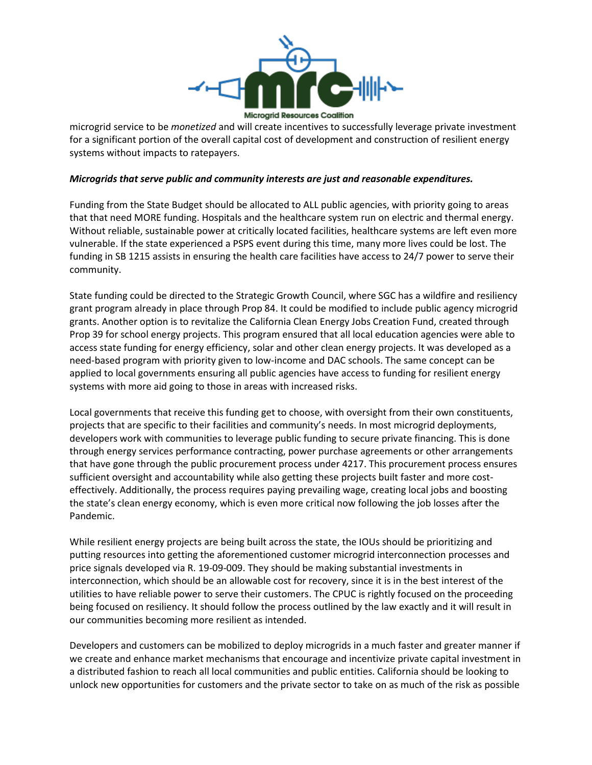microgrid service to be *monetized* and will create incentives to successfully leverage private investment for a significant portion of the overall capital cost of development and construction of resilient energy systems without impacts to ratepayers.

***Microgrids that serve public and community interests are just and reasonable expenditures.***

Funding from the State Budget should be allocated to ALL public agencies, with priority going to areas that that need MORE funding. Hospitals and the healthcare system run on electric and thermal energy. Without reliable, sustainable power at critically located facilities, healthcare systems are left even more vulnerable. If the state experienced a PSPS event during this time, many more lives could be lost. The funding in SB 1215 assists in ensuring the health care facilities have access to 24/7 power to serve their community.

State funding could be directed to the Strategic Growth Council, where SGC has a wildfire and resiliency grant program already in place through Prop 84. It could be modified to include public agency microgrid grants. Another option is to revitalize the California Clean Energy Jobs Creation Fund, created through Prop 39 for school energy projects. This program ensured that all local education agencies were able to access state funding for energy efficiency, solar and other clean energy projects. It was developed as a need-based program with priority given to low-income and DAC schools. The same concept can be applied to local governments ensuring all public agencies have access to funding for resilient energy systems with more aid going to those in areas with increased risks.

Local governments that receive this funding get to choose, with oversight from their own constituents, projects that are specific to their facilities and community's needs. In most microgrid deployments, developers work with communities to leverage public funding to secure private financing. This is done through energy services performance contracting, power purchase agreements or other arrangements that have gone through the public procurement process under 4217. This procurement process ensures sufficient oversight and accountability while also getting these projects built faster and more cost-effectively. Additionally, the process requires paying prevailing wage, creating local jobs and boosting the state's clean energy economy, which is even more critical now following the job losses after the Pandemic.

While resilient energy projects are being built across the state, the IOUs should be prioritizing and putting resources into getting the aforementioned customer microgrid interconnection processes and price signals developed via R. 19-09-009. They should be making substantial investments in interconnection, which should be an allowable cost for recovery, since it is in the best interest of the utilities to have reliable power to serve their customers. The CPUC is rightly focused on the proceeding being focused on resiliency. It should follow the process outlined by the law exactly and it will result in our communities becoming more resilient as intended.

Developers and customers can be mobilized to deploy microgrids in a much faster and greater manner if we create and enhance market mechanisms that encourage and incentivize private capital investment in a distributed fashion to reach all local communities and public entities. California should be looking to unlock new opportunities for customers and the private sector to take on as much of the risk as possible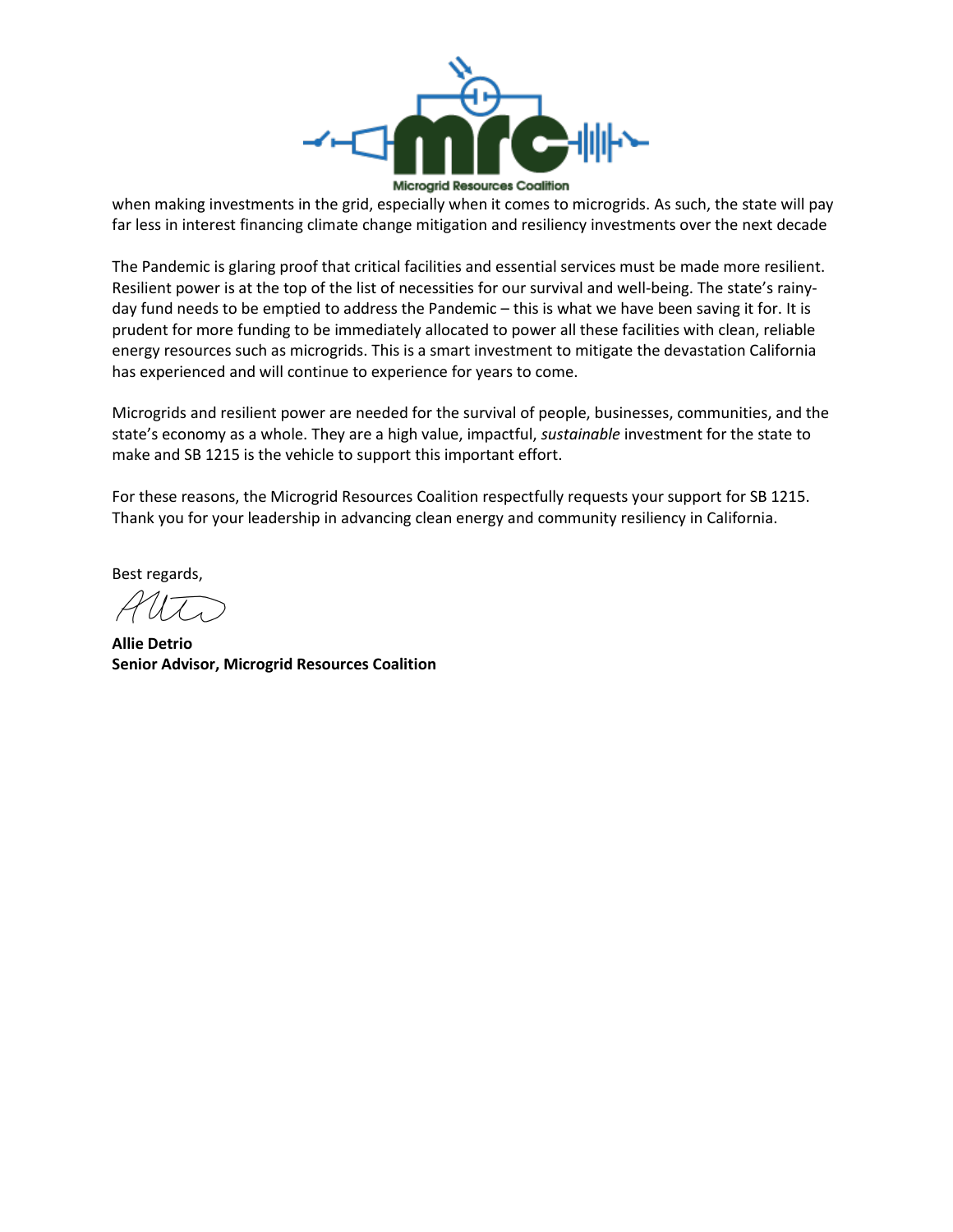when making investments in the grid, especially when it comes to microgrids. As such, the state will pay far less in interest financing climate change mitigation and resiliency investments over the next decade

The Pandemic is glaring proof that critical facilities and essential services must be made more resilient. Resilient power is at the top of the list of necessities for our survival and well-being. The state's rainy-day fund needs to be emptied to address the Pandemic – this is what we have been saving it for. It is prudent for more funding to be immediately allocated to power all these facilities with clean, reliable energy resources such as microgrids. This is a smart investment to mitigate the devastation California has experienced and will continue to experience for years to come.

Microgrids and resilient power are needed for the survival of people, businesses, communities, and the state's economy as a whole. They are a high value, impactful, *sustainable* investment for the state to make and SB 1215 is the vehicle to support this important effort.

For these reasons, the Microgrid Resources Coalition respectfully requests your support for SB 1215. Thank you for your leadership in advancing clean energy and community resiliency in California.

Best regards,

**Allie Detrio**
**Senior Advisor, Microgrid Resources Coalition**